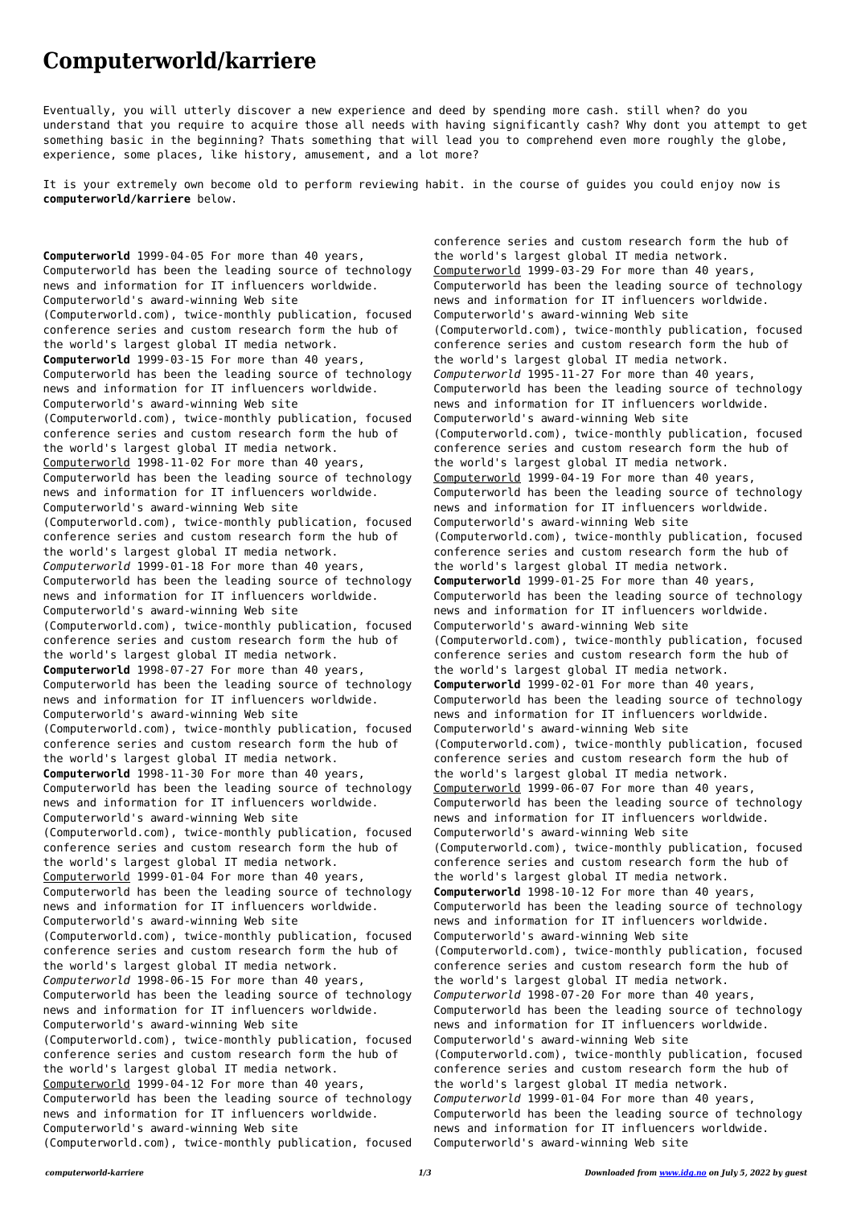# Computerworld/karriere

Eventually, you will utterly discover a new experience and deed by spending more cash. still when? do you understand that you require to acquire those all needs with having significantly cash? Why dont you attempt to get something basic in the beginning? Thats something that will lead you to comprehend even more roughly the globe, experience, some places, like history, amusement, and a lot more?

It is your extremely own become old to perform reviewing habit. in the course of guides you could enjoy now is **computerworld/karriere** below.

**Computerworld** 1999-04-05 For more than 40 years, Computerworld has been the leading source of technology news and information for IT influencers worldwide. Computerworld's award-winning Web site (Computerworld.com), twice-monthly publication, focused conference series and custom research form the hub of the world's largest global IT media network.

**Computerworld** 1999-03-15 For more than 40 years, Computerworld has been the leading source of technology news and information for IT influencers worldwide. Computerworld's award-winning Web site (Computerworld.com), twice-monthly publication, focused conference series and custom research form the hub of the world's largest global IT media network.

Computerworld 1998-11-02 For more than 40 years, Computerworld has been the leading source of technology news and information for IT influencers worldwide. Computerworld's award-winning Web site (Computerworld.com), twice-monthly publication, focused conference series and custom research form the hub of the world's largest global IT media network.

*Computerworld* 1999-01-18 For more than 40 years, Computerworld has been the leading source of technology news and information for IT influencers worldwide. Computerworld's award-winning Web site (Computerworld.com), twice-monthly publication, focused conference series and custom research form the hub of the world's largest global IT media network.

**Computerworld** 1998-07-27 For more than 40 years, Computerworld has been the leading source of technology news and information for IT influencers worldwide. Computerworld's award-winning Web site (Computerworld.com), twice-monthly publication, focused conference series and custom research form the hub of the world's largest global IT media network.

**Computerworld** 1998-11-30 For more than 40 years, Computerworld has been the leading source of technology news and information for IT influencers worldwide. Computerworld's award-winning Web site (Computerworld.com), twice-monthly publication, focused conference series and custom research form the hub of the world's largest global IT media network.

Computerworld 1999-01-04 For more than 40 years, Computerworld has been the leading source of technology news and information for IT influencers worldwide. Computerworld's award-winning Web site (Computerworld.com), twice-monthly publication, focused conference series and custom research form the hub of the world's largest global IT media network.

*Computerworld* 1998-06-15 For more than 40 years, Computerworld has been the leading source of technology news and information for IT influencers worldwide. Computerworld's award-winning Web site (Computerworld.com), twice-monthly publication, focused conference series and custom research form the hub of the world's largest global IT media network.

Computerworld 1999-04-12 For more than 40 years, Computerworld has been the leading source of technology news and information for IT influencers worldwide. Computerworld's award-winning Web site (Computerworld.com), twice-monthly publication, focused conference series and custom research form the hub of the world's largest global IT media network.

Computerworld 1999-03-29 For more than 40 years, Computerworld has been the leading source of technology news and information for IT influencers worldwide. Computerworld's award-winning Web site (Computerworld.com), twice-monthly publication, focused conference series and custom research form the hub of the world's largest global IT media network.

*Computerworld* 1995-11-27 For more than 40 years, Computerworld has been the leading source of technology news and information for IT influencers worldwide. Computerworld's award-winning Web site (Computerworld.com), twice-monthly publication, focused conference series and custom research form the hub of the world's largest global IT media network.

Computerworld 1999-04-19 For more than 40 years, Computerworld has been the leading source of technology news and information for IT influencers worldwide. Computerworld's award-winning Web site (Computerworld.com), twice-monthly publication, focused conference series and custom research form the hub of the world's largest global IT media network.

**Computerworld** 1999-01-25 For more than 40 years, Computerworld has been the leading source of technology news and information for IT influencers worldwide. Computerworld's award-winning Web site (Computerworld.com), twice-monthly publication, focused conference series and custom research form the hub of the world's largest global IT media network.

**Computerworld** 1999-02-01 For more than 40 years, Computerworld has been the leading source of technology news and information for IT influencers worldwide. Computerworld's award-winning Web site (Computerworld.com), twice-monthly publication, focused conference series and custom research form the hub of the world's largest global IT media network.

Computerworld 1999-06-07 For more than 40 years, Computerworld has been the leading source of technology news and information for IT influencers worldwide. Computerworld's award-winning Web site (Computerworld.com), twice-monthly publication, focused conference series and custom research form the hub of the world's largest global IT media network.

**Computerworld** 1998-10-12 For more than 40 years, Computerworld has been the leading source of technology news and information for IT influencers worldwide. Computerworld's award-winning Web site (Computerworld.com), twice-monthly publication, focused conference series and custom research form the hub of the world's largest global IT media network.

*Computerworld* 1998-07-20 For more than 40 years, Computerworld has been the leading source of technology news and information for IT influencers worldwide. Computerworld's award-winning Web site (Computerworld.com), twice-monthly publication, focused conference series and custom research form the hub of the world's largest global IT media network.

*Computerworld* 1999-01-04 For more than 40 years, Computerworld has been the leading source of technology news and information for IT influencers worldwide. Computerworld's award-winning Web site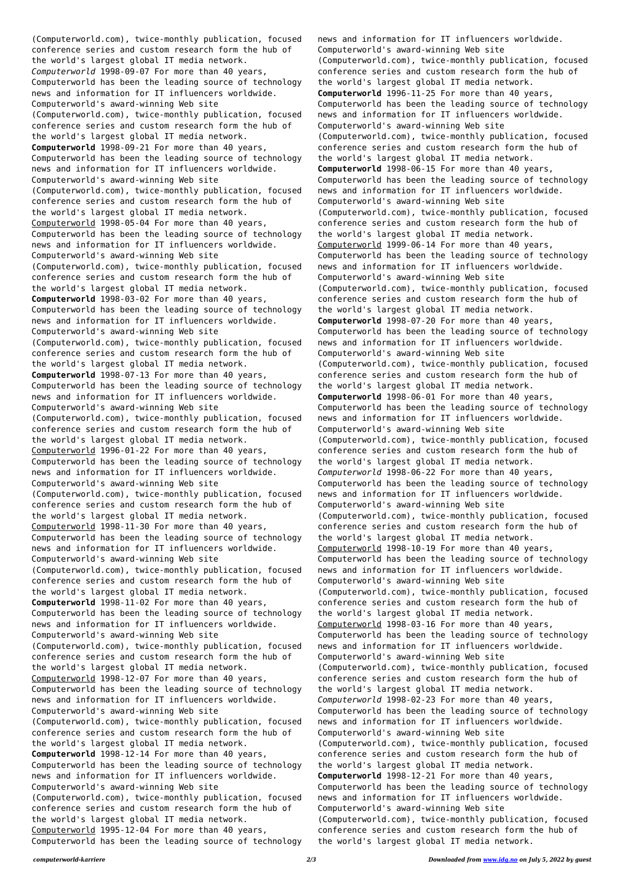(Computerworld.com), twice-monthly publication, focused conference series and custom research form the hub of the world's largest global IT media network.

*Computerworld* 1998-09-07 For more than 40 years, Computerworld has been the leading source of technology news and information for IT influencers worldwide. Computerworld's award-winning Web site (Computerworld.com), twice-monthly publication, focused conference series and custom research form the hub of the world's largest global IT media network.

**Computerworld** 1998-09-21 For more than 40 years, Computerworld has been the leading source of technology news and information for IT influencers worldwide. Computerworld's award-winning Web site (Computerworld.com), twice-monthly publication, focused conference series and custom research form the hub of the world's largest global IT media network.

Computerworld 1998-05-04 For more than 40 years, Computerworld has been the leading source of technology news and information for IT influencers worldwide. Computerworld's award-winning Web site (Computerworld.com), twice-monthly publication, focused conference series and custom research form the hub of the world's largest global IT media network.

**Computerworld** 1998-03-02 For more than 40 years, Computerworld has been the leading source of technology news and information for IT influencers worldwide. Computerworld's award-winning Web site (Computerworld.com), twice-monthly publication, focused conference series and custom research form the hub of the world's largest global IT media network.

**Computerworld** 1998-07-13 For more than 40 years, Computerworld has been the leading source of technology news and information for IT influencers worldwide. Computerworld's award-winning Web site (Computerworld.com), twice-monthly publication, focused conference series and custom research form the hub of the world's largest global IT media network.

Computerworld 1996-01-22 For more than 40 years, Computerworld has been the leading source of technology news and information for IT influencers worldwide. Computerworld's award-winning Web site (Computerworld.com), twice-monthly publication, focused conference series and custom research form the hub of the world's largest global IT media network.

Computerworld 1998-11-30 For more than 40 years, Computerworld has been the leading source of technology news and information for IT influencers worldwide. Computerworld's award-winning Web site (Computerworld.com), twice-monthly publication, focused conference series and custom research form the hub of the world's largest global IT media network.

**Computerworld** 1998-11-02 For more than 40 years, Computerworld has been the leading source of technology news and information for IT influencers worldwide. Computerworld's award-winning Web site (Computerworld.com), twice-monthly publication, focused conference series and custom research form the hub of the world's largest global IT media network.

Computerworld 1998-12-07 For more than 40 years, Computerworld has been the leading source of technology news and information for IT influencers worldwide. Computerworld's award-winning Web site (Computerworld.com), twice-monthly publication, focused conference series and custom research form the hub of the world's largest global IT media network.

**Computerworld** 1998-12-14 For more than 40 years, Computerworld has been the leading source of technology news and information for IT influencers worldwide. Computerworld's award-winning Web site (Computerworld.com), twice-monthly publication, focused conference series and custom research form the hub of the world's largest global IT media network.

Computerworld 1995-12-04 For more than 40 years, Computerworld has been the leading source of technology news and information for IT influencers worldwide. Computerworld's award-winning Web site (Computerworld.com), twice-monthly publication, focused conference series and custom research form the hub of the world's largest global IT media network.

**Computerworld** 1996-11-25 For more than 40 years, Computerworld has been the leading source of technology news and information for IT influencers worldwide. Computerworld's award-winning Web site (Computerworld.com), twice-monthly publication, focused conference series and custom research form the hub of the world's largest global IT media network.

**Computerworld** 1998-06-15 For more than 40 years, Computerworld has been the leading source of technology news and information for IT influencers worldwide. Computerworld's award-winning Web site (Computerworld.com), twice-monthly publication, focused conference series and custom research form the hub of the world's largest global IT media network.

Computerworld 1999-06-14 For more than 40 years, Computerworld has been the leading source of technology news and information for IT influencers worldwide. Computerworld's award-winning Web site (Computerworld.com), twice-monthly publication, focused conference series and custom research form the hub of the world's largest global IT media network.

**Computerworld** 1998-07-20 For more than 40 years, Computerworld has been the leading source of technology news and information for IT influencers worldwide. Computerworld's award-winning Web site (Computerworld.com), twice-monthly publication, focused conference series and custom research form the hub of the world's largest global IT media network.

**Computerworld** 1998-06-01 For more than 40 years, Computerworld has been the leading source of technology news and information for IT influencers worldwide. Computerworld's award-winning Web site (Computerworld.com), twice-monthly publication, focused conference series and custom research form the hub of the world's largest global IT media network.

*Computerworld* 1998-06-22 For more than 40 years, Computerworld has been the leading source of technology news and information for IT influencers worldwide. Computerworld's award-winning Web site (Computerworld.com), twice-monthly publication, focused conference series and custom research form the hub of the world's largest global IT media network.

Computerworld 1998-10-19 For more than 40 years, Computerworld has been the leading source of technology news and information for IT influencers worldwide. Computerworld's award-winning Web site (Computerworld.com), twice-monthly publication, focused conference series and custom research form the hub of the world's largest global IT media network.

Computerworld 1998-03-16 For more than 40 years, Computerworld has been the leading source of technology news and information for IT influencers worldwide. Computerworld's award-winning Web site (Computerworld.com), twice-monthly publication, focused conference series and custom research form the hub of the world's largest global IT media network.

*Computerworld* 1998-02-23 For more than 40 years, Computerworld has been the leading source of technology news and information for IT influencers worldwide. Computerworld's award-winning Web site (Computerworld.com), twice-monthly publication, focused conference series and custom research form the hub of the world's largest global IT media network.

**Computerworld** 1998-12-21 For more than 40 years, Computerworld has been the leading source of technology news and information for IT influencers worldwide. Computerworld's award-winning Web site (Computerworld.com), twice-monthly publication, focused conference series and custom research form the hub of the world's largest global IT media network.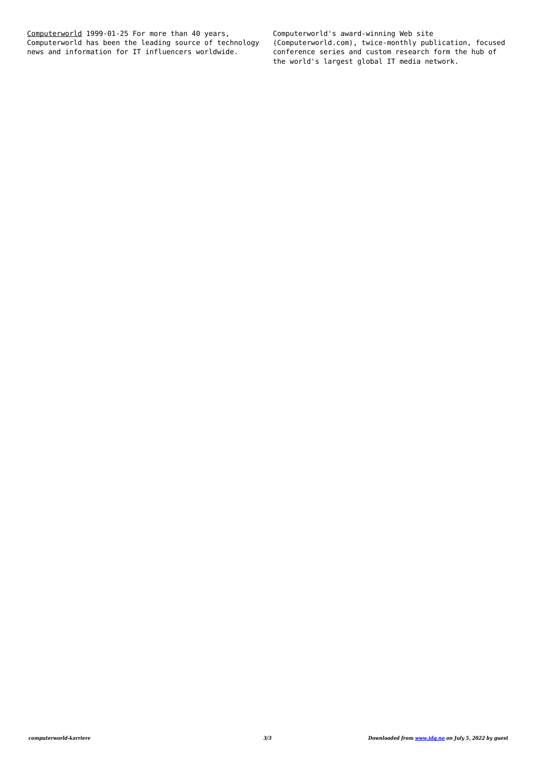Computerworld 1999-01-25 For more than 40 years, Computerworld has been the leading source of technology news and information for IT influencers worldwide. Computerworld's award-winning Web site (Computerworld.com), twice-monthly publication, focused conference series and custom research form the hub of the world's largest global IT media network.